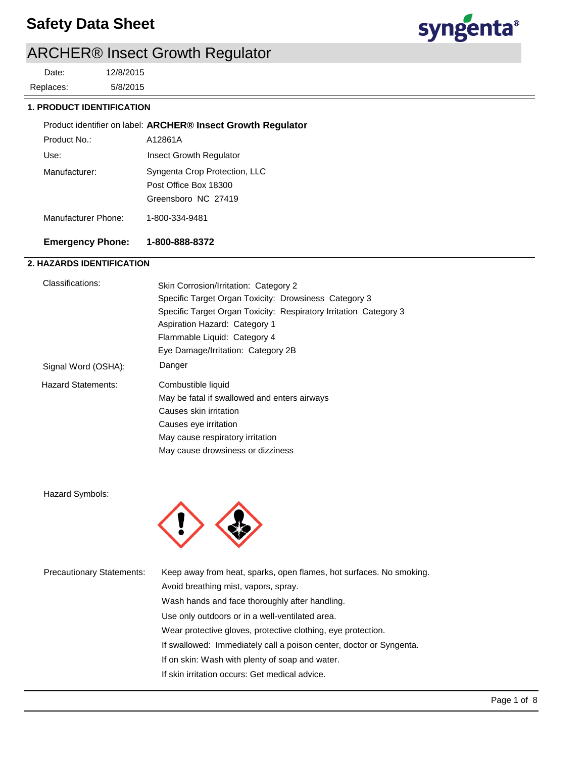# Safety Data Sheet

## ARCHER® Insect Growth Regulator

Date: 12/8/2015

Replaces: 5/8/2015

### 1. PRODUCT IDENTIFICATION

Product identifier on label: **ARCHER® Insect Growth Regulator**

Product No.: A12861A

Use: Insect Growth Regulator

Manufacturer: Syngenta Crop Protection, LLC
Post Office Box 18300
Greensboro NC 27419

Manufacturer Phone: 1-800-334-9481

**Emergency Phone: 1-800-888-8372**

### 2. HAZARDS IDENTIFICATION

Classifications:
- Skin Corrosion/Irritation: Category 2
- Specific Target Organ Toxicity: Drowsiness Category 3
- Specific Target Organ Toxicity: Respiratory Irritation Category 3
- Aspiration Hazard: Category 1
- Flammable Liquid: Category 4
- Eye Damage/Irritation: Category 2B

Signal Word (OSHA): Danger

Hazard Statements:
- Combustible liquid
- May be fatal if swallowed and enters airways
- Causes skin irritation
- Causes eye irritation
- May cause respiratory irritation
- May cause drowsiness or dizziness

Hazard Symbols:

Precautionary Statements:
- Keep away from heat, sparks, open flames, hot surfaces. No smoking.
- Avoid breathing mist, vapors, spray.
- Wash hands and face thoroughly after handling.
- Use only outdoors or in a well-ventilated area.
- Wear protective gloves, protective clothing, eye protection.
- If swallowed: Immediately call a poison center, doctor or Syngenta.
- If on skin: Wash with plenty of soap and water.
- If skin irritation occurs: Get medical advice.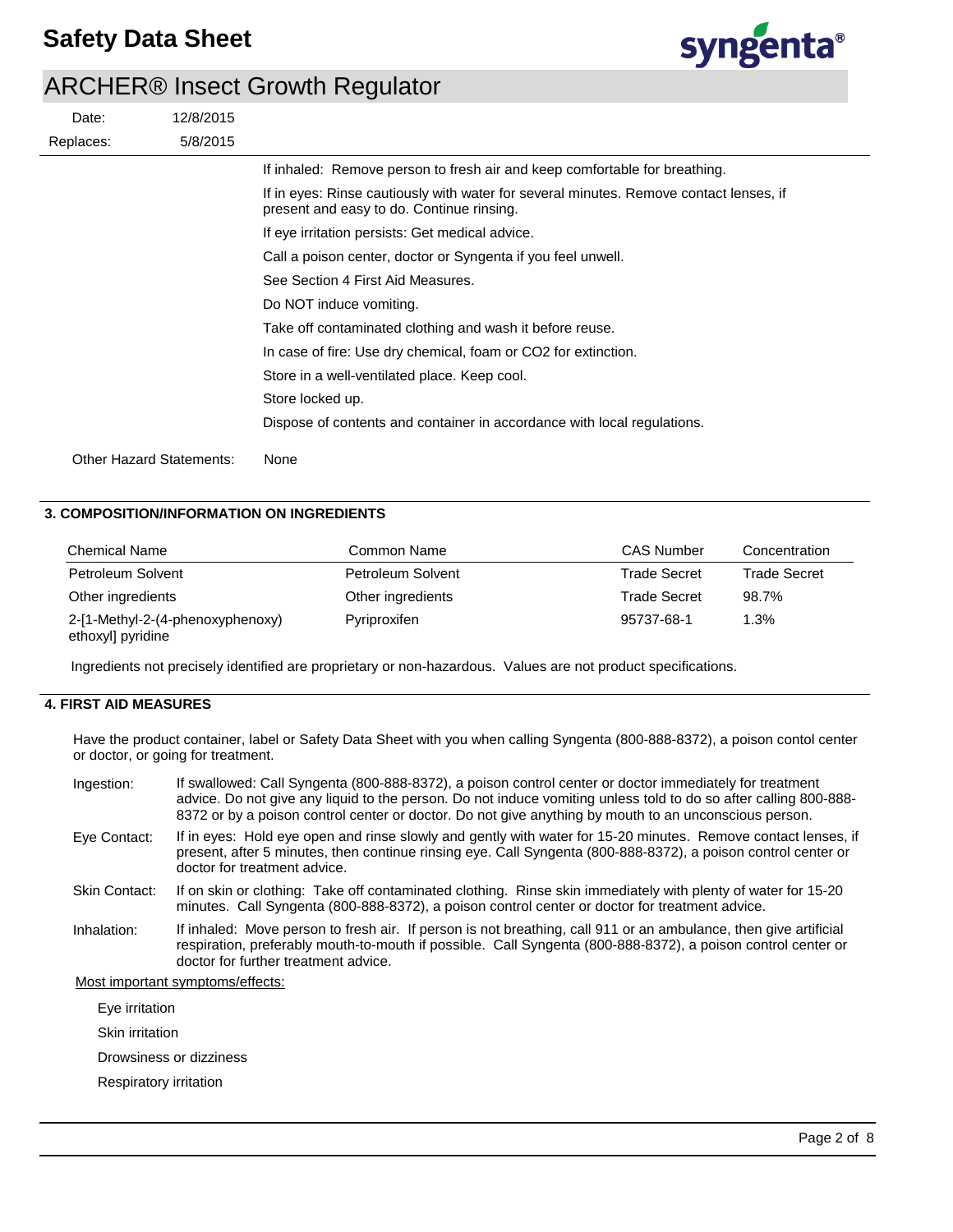If inhaled: Remove person to fresh air and keep comfortable for breathing.

If in eyes: Rinse cautiously with water for several minutes. Remove contact lenses, if present and easy to do. Continue rinsing.

If eye irritation persists: Get medical advice.

Call a poison center, doctor or Syngenta if you feel unwell.

See Section 4 First Aid Measures.

Do NOT induce vomiting.

Take off contaminated clothing and wash it before reuse.

In case of fire: Use dry chemical, foam or CO2 for extinction.

Store in a well-ventilated place. Keep cool.

Store locked up.

Dispose of contents and container in accordance with local regulations.

Other Hazard Statements: None

## 3. COMPOSITION/INFORMATION ON INGREDIENTS

| Chemical Name | Common Name | CAS Number | Concentration |
|---|---|---|---|
| Petroleum Solvent | Petroleum Solvent | Trade Secret | Trade Secret |
| Other ingredients | Other ingredients | Trade Secret | 98.7% |
| 2-[1-Methyl-2-(4-phenoxyphenoxy) ethoxyl] pyridine | Pyriproxifen | 95737-68-1 | 1.3% |

Ingredients not precisely identified are proprietary or non-hazardous. Values are not product specifications.

## 4. FIRST AID MEASURES

Have the product container, label or Safety Data Sheet with you when calling Syngenta (800-888-8372), a poison contol center or doctor, or going for treatment.

**Ingestion:** If swallowed: Call Syngenta (800-888-8372), a poison control center or doctor immediately for treatment advice. Do not give any liquid to the person. Do not induce vomiting unless told to do so after calling 800-888-8372 or by a poison control center or doctor. Do not give anything by mouth to an unconscious person.

**Eye Contact:** If in eyes: Hold eye open and rinse slowly and gently with water for 15-20 minutes. Remove contact lenses, if present, after 5 minutes, then continue rinsing eye. Call Syngenta (800-888-8372), a poison control center or doctor for treatment advice.

**Skin Contact:** If on skin or clothing: Take off contaminated clothing. Rinse skin immediately with plenty of water for 15-20 minutes. Call Syngenta (800-888-8372), a poison control center or doctor for treatment advice.

**Inhalation:** If inhaled: Move person to fresh air. If person is not breathing, call 911 or an ambulance, then give artificial respiration, preferably mouth-to-mouth if possible. Call Syngenta (800-888-8372), a poison control center or doctor for further treatment advice.

Most important symptoms/effects:

- Eye irritation
- Skin irritation
- Drowsiness or dizziness
- Respiratory irritation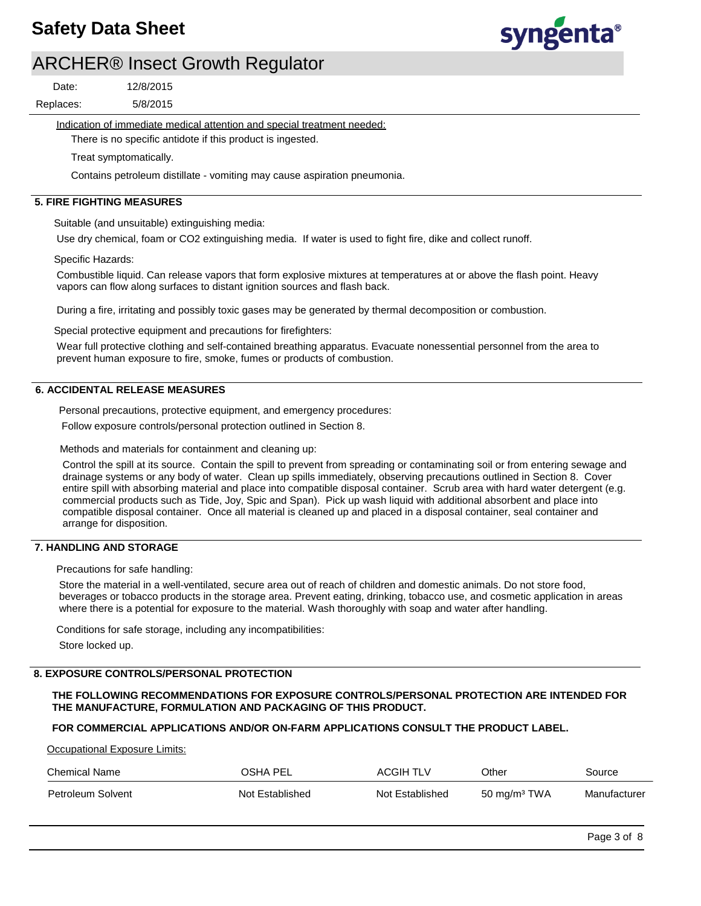Indication of immediate medical attention and special treatment needed:

There is no specific antidote if this product is ingested.

Treat symptomatically.

Contains petroleum distillate - vomiting may cause aspiration pneumonia.

## 5. FIRE FIGHTING MEASURES

Suitable (and unsuitable) extinguishing media:

Use dry chemical, foam or CO2 extinguishing media. If water is used to fight fire, dike and collect runoff.

Specific Hazards:

Combustible liquid. Can release vapors that form explosive mixtures at temperatures at or above the flash point. Heavy vapors can flow along surfaces to distant ignition sources and flash back.

During a fire, irritating and possibly toxic gases may be generated by thermal decomposition or combustion.

Special protective equipment and precautions for firefighters:

Wear full protective clothing and self-contained breathing apparatus. Evacuate nonessential personnel from the area to prevent human exposure to fire, smoke, fumes or products of combustion.

## 6. ACCIDENTAL RELEASE MEASURES

Personal precautions, protective equipment, and emergency procedures:

Follow exposure controls/personal protection outlined in Section 8.

Methods and materials for containment and cleaning up:

Control the spill at its source. Contain the spill to prevent from spreading or contaminating soil or from entering sewage and drainage systems or any body of water. Clean up spills immediately, observing precautions outlined in Section 8. Cover entire spill with absorbing material and place into compatible disposal container. Scrub area with hard water detergent (e.g. commercial products such as Tide, Joy, Spic and Span). Pick up wash liquid with additional absorbent and place into compatible disposal container. Once all material is cleaned up and placed in a disposal container, seal container and arrange for disposition.

## 7. HANDLING AND STORAGE

Precautions for safe handling:

Store the material in a well-ventilated, secure area out of reach of children and domestic animals. Do not store food, beverages or tobacco products in the storage area. Prevent eating, drinking, tobacco use, and cosmetic application in areas where there is a potential for exposure to the material. Wash thoroughly with soap and water after handling.

Conditions for safe storage, including any incompatibilities:

Store locked up.

## 8. EXPOSURE CONTROLS/PERSONAL PROTECTION

**THE FOLLOWING RECOMMENDATIONS FOR EXPOSURE CONTROLS/PERSONAL PROTECTION ARE INTENDED FOR THE MANUFACTURE, FORMULATION AND PACKAGING OF THIS PRODUCT.**

**FOR COMMERCIAL APPLICATIONS AND/OR ON-FARM APPLICATIONS CONSULT THE PRODUCT LABEL.**

Occupational Exposure Limits:

| Chemical Name | OSHA PEL | ACGIH TLV | Other | Source |
|---|---|---|---|---|
| Petroleum Solvent | Not Established | Not Established | 50 mg/m³ TWA | Manufacturer |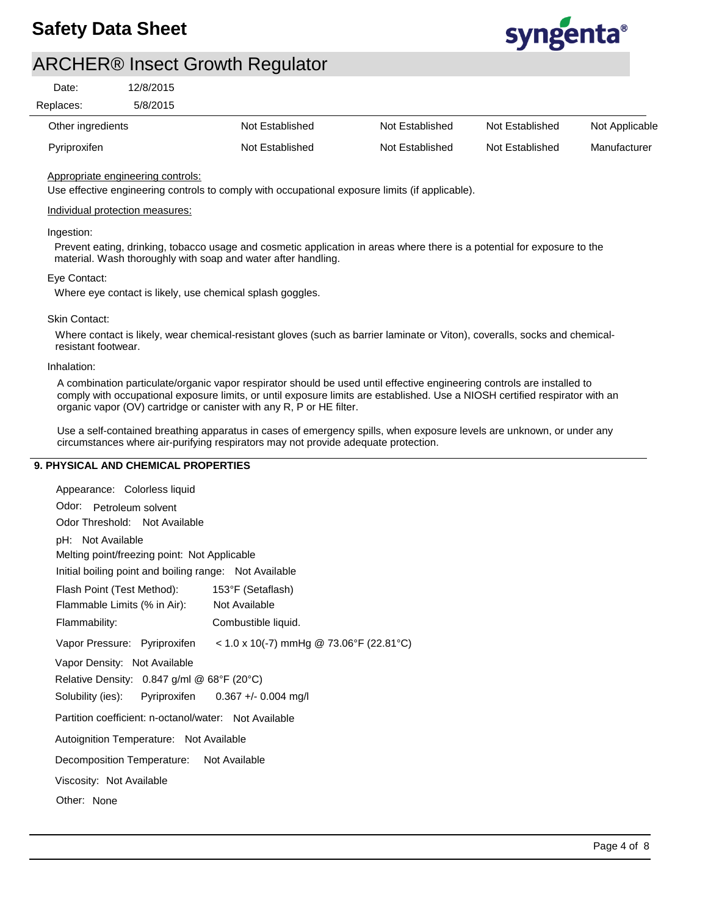| | | | | |
|---|---|---|---|---|
| Other ingredients | Not Established | Not Established | Not Established | Not Applicable |
| Pyriproxifen | Not Established | Not Established | Not Established | Manufacturer |

Appropriate engineering controls:

Use effective engineering controls to comply with occupational exposure limits (if applicable).

Individual protection measures:

Ingestion:

Prevent eating, drinking, tobacco usage and cosmetic application in areas where there is a potential for exposure to the material. Wash thoroughly with soap and water after handling.

Eye Contact:

Where eye contact is likely, use chemical splash goggles.

Skin Contact:

Where contact is likely, wear chemical-resistant gloves (such as barrier laminate or Viton), coveralls, socks and chemical-resistant footwear.

Inhalation:

A combination particulate/organic vapor respirator should be used until effective engineering controls are installed to comply with occupational exposure limits, or until exposure limits are established. Use a NIOSH certified respirator with an organic vapor (OV) cartridge or canister with any R, P or HE filter.

Use a self-contained breathing apparatus in cases of emergency spills, when exposure levels are unknown, or under any circumstances where air-purifying respirators may not provide adequate protection.

## 9. PHYSICAL AND CHEMICAL PROPERTIES

Appearance: Colorless liquid

Odor: Petroleum solvent

Odor Threshold: Not Available

pH: Not Available

Melting point/freezing point: Not Applicable

Initial boiling point and boiling range: Not Available

Flash Point (Test Method): 153°F (Setaflash)

Flammable Limits (% in Air): Not Available

Flammability: Combustible liquid.

Vapor Pressure: Pyriproxifen < 1.0 x 10(-7) mmHg @ 73.06°F (22.81°C)

Vapor Density: Not Available

Relative Density: 0.847 g/ml @ 68°F (20°C)

Solubility (ies): Pyriproxifen 0.367 +/- 0.004 mg/l

Partition coefficient: n-octanol/water: Not Available

Autoignition Temperature: Not Available

Decomposition Temperature: Not Available

Viscosity: Not Available

Other: None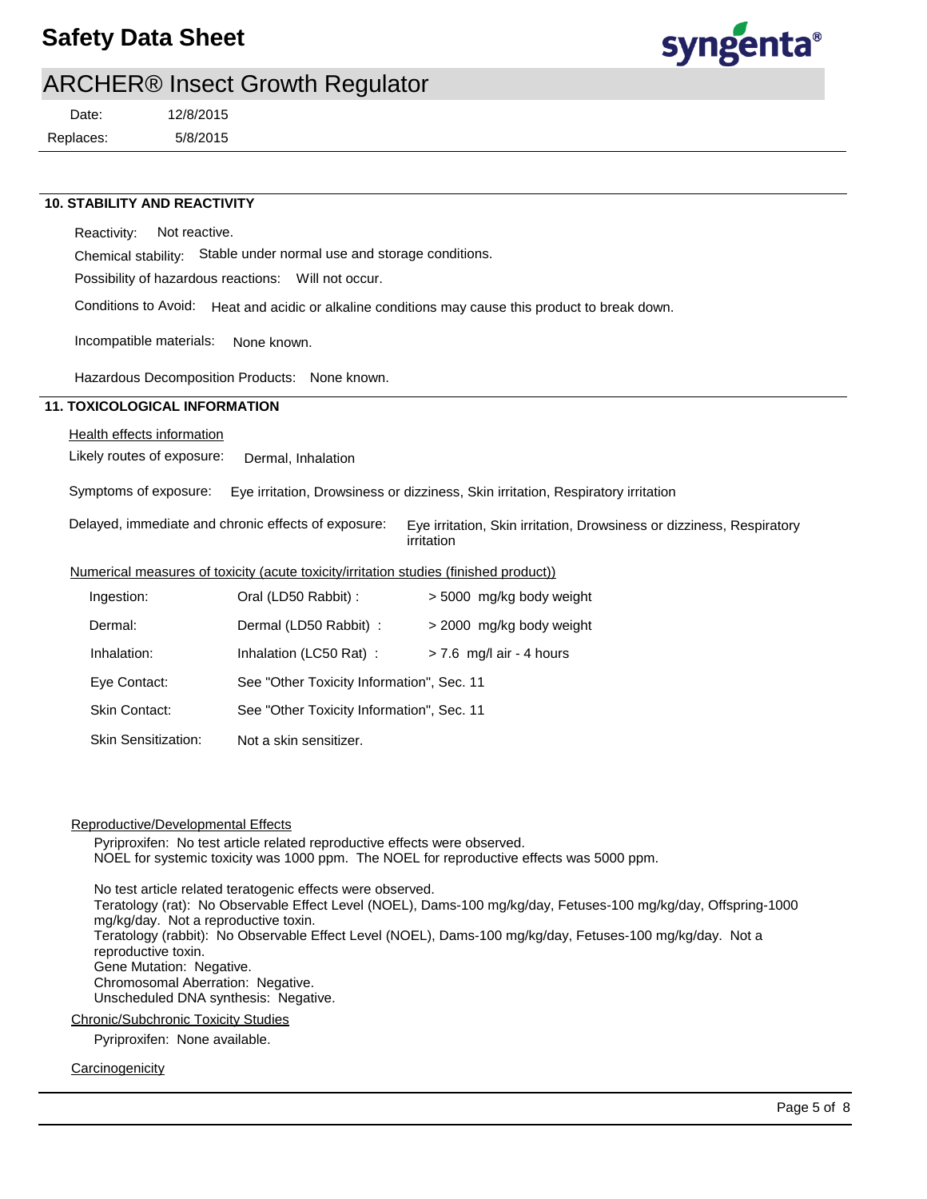## 10. STABILITY AND REACTIVITY

Reactivity: Not reactive.

Chemical stability: Stable under normal use and storage conditions.

Possibility of hazardous reactions: Will not occur.

Conditions to Avoid: Heat and acidic or alkaline conditions may cause this product to break down.

Incompatible materials: None known.

Hazardous Decomposition Products: None known.

## 11. TOXICOLOGICAL INFORMATION

Health effects information

Likely routes of exposure: Dermal, Inhalation

Symptoms of exposure: Eye irritation, Drowsiness or dizziness, Skin irritation, Respiratory irritation

Delayed, immediate and chronic effects of exposure: Eye irritation, Skin irritation, Drowsiness or dizziness, Respiratory irritation

Numerical measures of toxicity (acute toxicity/irritation studies (finished product))

| | | |
|---|---|---|
| Ingestion: | Oral (LD50 Rabbit) : | > 5000 mg/kg body weight |
| Dermal: | Dermal (LD50 Rabbit) : | > 2000 mg/kg body weight |
| Inhalation: | Inhalation (LC50 Rat) : | > 7.6 mg/l air - 4 hours |
| Eye Contact: | See "Other Toxicity Information", Sec. 11 | |
| Skin Contact: | See "Other Toxicity Information", Sec. 11 | |
| Skin Sensitization: | Not a skin sensitizer. | |

Reproductive/Developmental Effects

Pyriproxifen: No test article related reproductive effects were observed.
NOEL for systemic toxicity was 1000 ppm. The NOEL for reproductive effects was 5000 ppm.

No test article related teratogenic effects were observed.
Teratology (rat): No Observable Effect Level (NOEL), Dams-100 mg/kg/day, Fetuses-100 mg/kg/day, Offspring-1000 mg/kg/day. Not a reproductive toxin.
Teratology (rabbit): No Observable Effect Level (NOEL), Dams-100 mg/kg/day, Fetuses-100 mg/kg/day. Not a reproductive toxin.
Gene Mutation: Negative.
Chromosomal Aberration: Negative.
Unscheduled DNA synthesis: Negative.

Chronic/Subchronic Toxicity Studies

Pyriproxifen: None available.

Carcinogenicity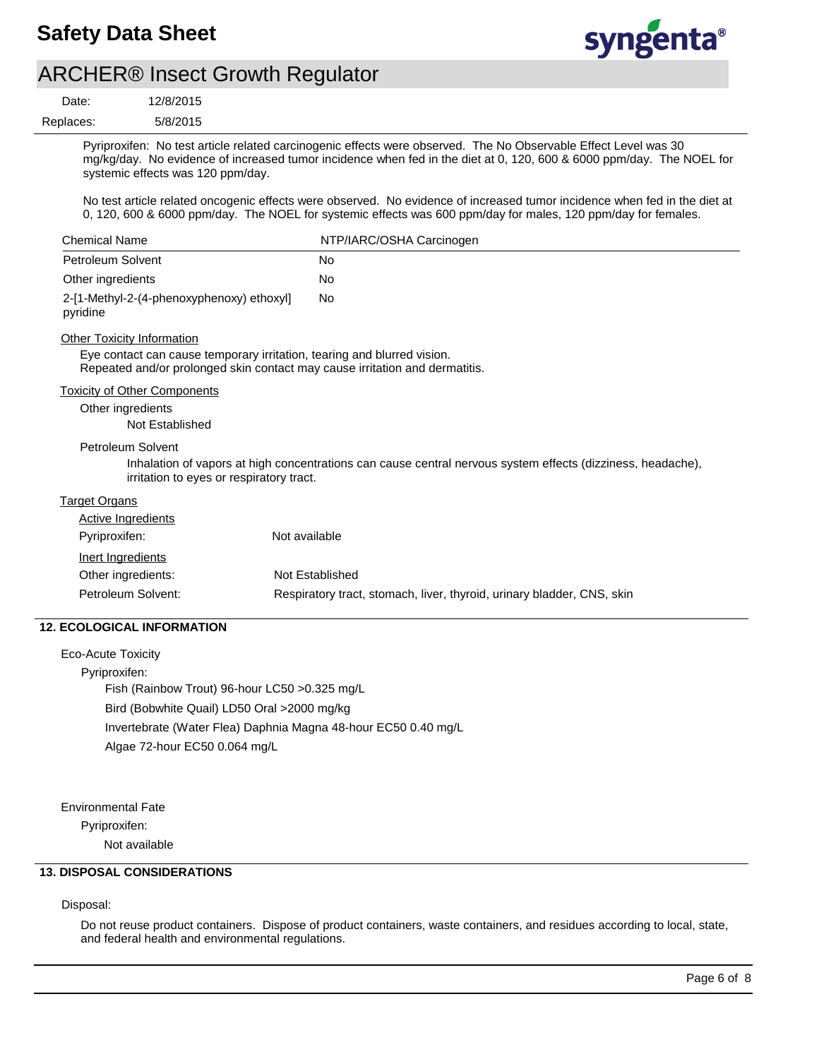Pyriproxifen: No test article related carcinogenic effects were observed. The No Observable Effect Level was 30 mg/kg/day. No evidence of increased tumor incidence when fed in the diet at 0, 120, 600 & 6000 ppm/day. The NOEL for systemic effects was 120 ppm/day.

No test article related oncogenic effects were observed. No evidence of increased tumor incidence when fed in the diet at 0, 120, 600 & 6000 ppm/day. The NOEL for systemic effects was 600 ppm/day for males, 120 ppm/day for females.

| Chemical Name | NTP/IARC/OSHA Carcinogen |
|---|---|
| Petroleum Solvent | No |
| Other ingredients | No |
| 2-[1-Methyl-2-(4-phenoxyphenoxy) ethoxyl] pyridine | No |

Other Toxicity Information

Eye contact can cause temporary irritation, tearing and blurred vision.
Repeated and/or prolonged skin contact may cause irritation and dermatitis.

Toxicity of Other Components

Other ingredients

Not Established

Petroleum Solvent

Inhalation of vapors at high concentrations can cause central nervous system effects (dizziness, headache), irritation to eyes or respiratory tract.

Target Organs

Active Ingredients

| | |
|---|---|
| Pyriproxifen: | Not available |

Inert Ingredients

| | |
|---|---|
| Other ingredients: | Not Established |
| Petroleum Solvent: | Respiratory tract, stomach, liver, thyroid, urinary bladder, CNS, skin |

## 12. ECOLOGICAL INFORMATION

Eco-Acute Toxicity

Pyriproxifen:

Fish (Rainbow Trout) 96-hour LC50 >0.325 mg/L

Bird (Bobwhite Quail) LD50 Oral >2000 mg/kg

Invertebrate (Water Flea) Daphnia Magna 48-hour EC50 0.40 mg/L

Algae 72-hour EC50 0.064 mg/L

Environmental Fate

Pyriproxifen:

Not available

## 13. DISPOSAL CONSIDERATIONS

Disposal:

Do not reuse product containers. Dispose of product containers, waste containers, and residues according to local, state, and federal health and environmental regulations.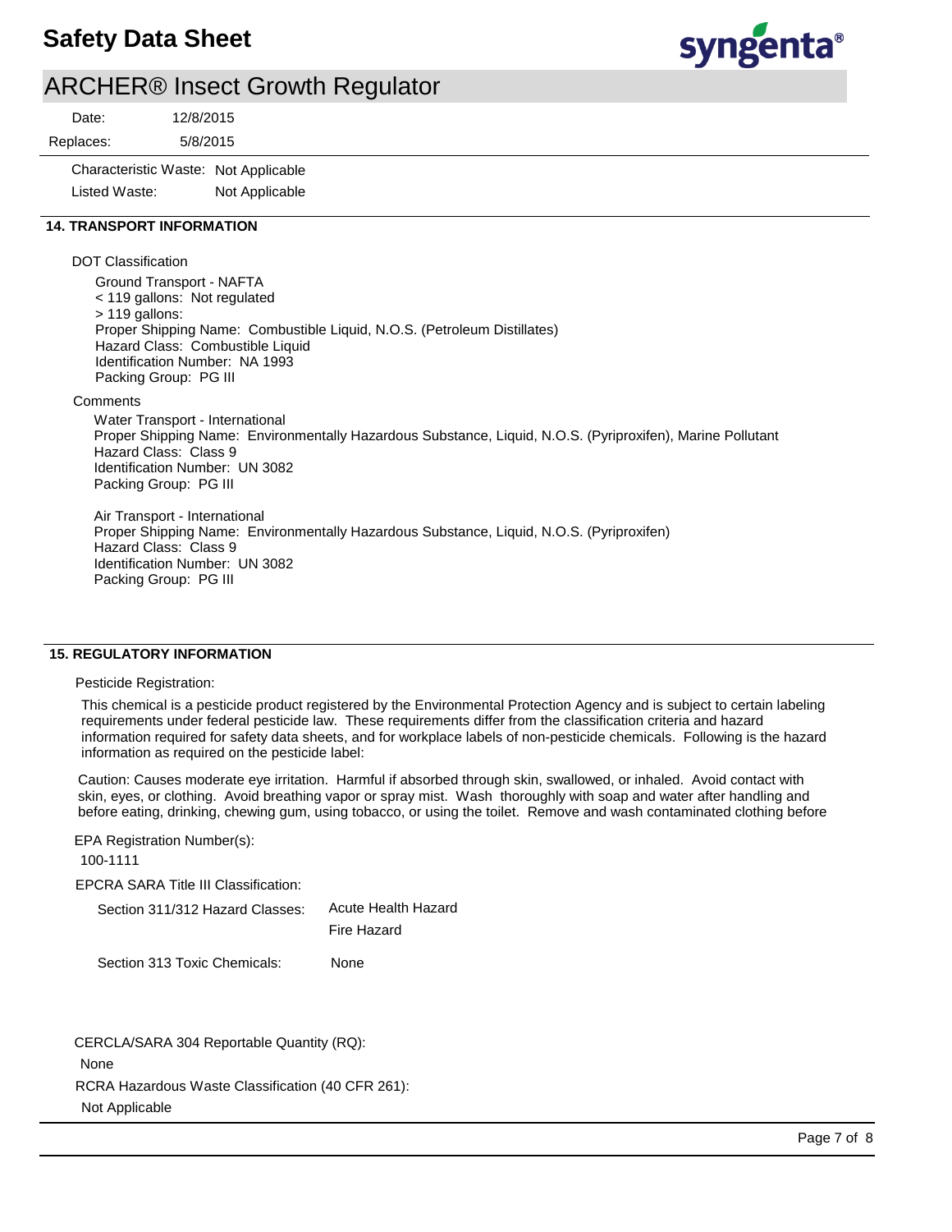Characteristic Waste: Not Applicable
Listed Waste: Not Applicable

## 14. TRANSPORT INFORMATION

DOT Classification

Ground Transport - NAFTA
< 119 gallons: Not regulated
> 119 gallons:
Proper Shipping Name: Combustible Liquid, N.O.S. (Petroleum Distillates)
Hazard Class: Combustible Liquid
Identification Number: NA 1993
Packing Group: PG III

Comments

Water Transport - International
Proper Shipping Name: Environmentally Hazardous Substance, Liquid, N.O.S. (Pyriproxifen), Marine Pollutant
Hazard Class: Class 9
Identification Number: UN 3082
Packing Group: PG III

Air Transport - International
Proper Shipping Name: Environmentally Hazardous Substance, Liquid, N.O.S. (Pyriproxifen)
Hazard Class: Class 9
Identification Number: UN 3082
Packing Group: PG III

## 15. REGULATORY INFORMATION

Pesticide Registration:

This chemical is a pesticide product registered by the Environmental Protection Agency and is subject to certain labeling requirements under federal pesticide law. These requirements differ from the classification criteria and hazard information required for safety data sheets, and for workplace labels of non-pesticide chemicals. Following is the hazard information as required on the pesticide label:

Caution: Causes moderate eye irritation. Harmful if absorbed through skin, swallowed, or inhaled. Avoid contact with skin, eyes, or clothing. Avoid breathing vapor or spray mist. Wash thoroughly with soap and water after handling and before eating, drinking, chewing gum, using tobacco, or using the toilet. Remove and wash contaminated clothing before

EPA Registration Number(s):

100-1111

EPCRA SARA Title III Classification:

Section 311/312 Hazard Classes: Acute Health Hazard
Fire Hazard

Section 313 Toxic Chemicals: None

CERCLA/SARA 304 Reportable Quantity (RQ):

None

RCRA Hazardous Waste Classification (40 CFR 261):

Not Applicable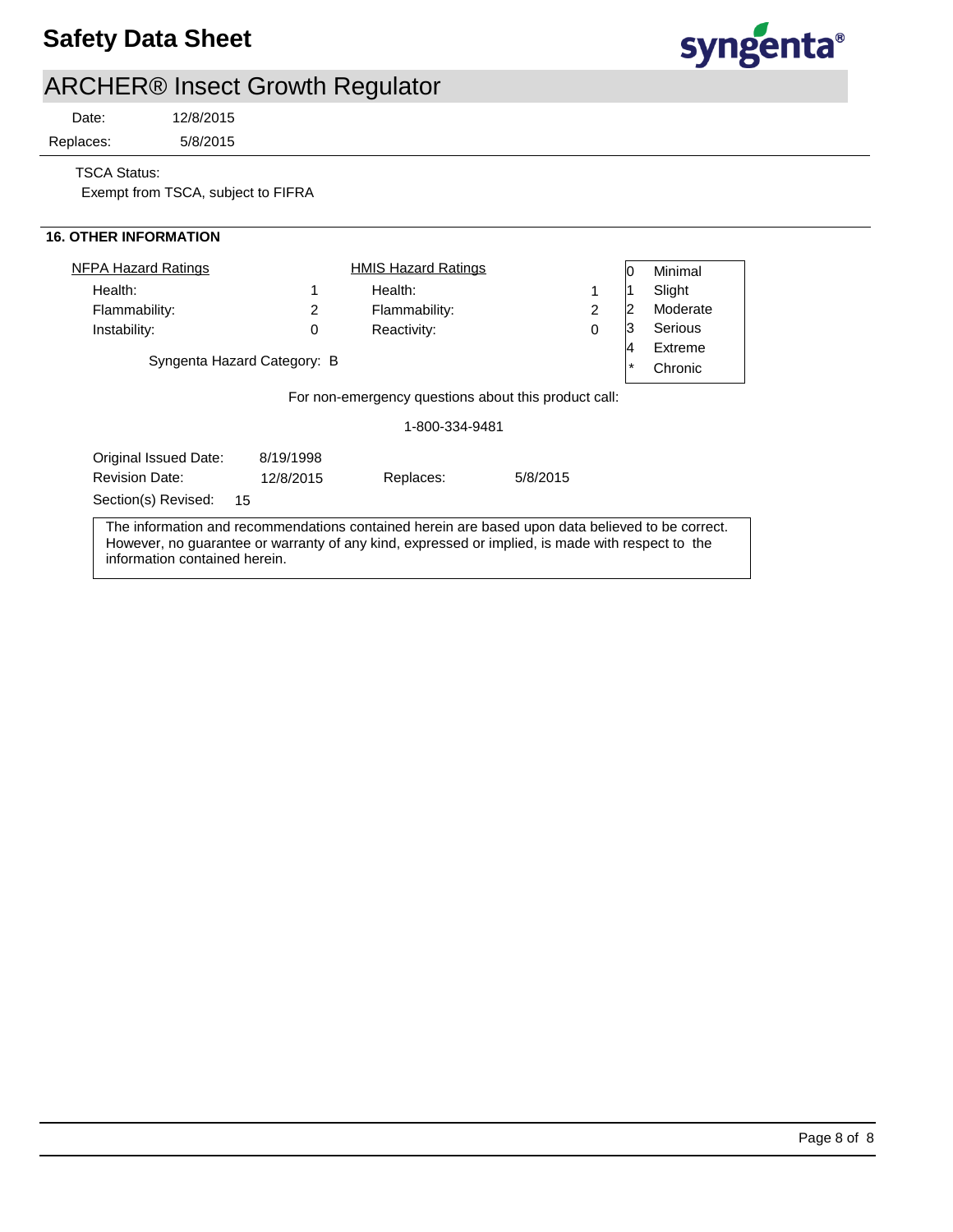TSCA Status:

Exempt from TSCA, subject to FIFRA

## 16. OTHER INFORMATION

| NFPA Hazard Ratings | | HMIS Hazard Ratings | |
|---|---|---|---|
| Health: | 1 | Health: | 1 |
| Flammability: | 2 | Flammability: | 2 |
| Instability: | 0 | Reactivity: | 0 |

| | |
|---|---|
| 0 | Minimal |
| 1 | Slight |
| 2 | Moderate |
| 3 | Serious |
| 4 | Extreme |
| * | Chronic |

Syngenta Hazard Category: B

For non-emergency questions about this product call:

1-800-334-9481

Original Issued Date: 8/19/1998

Revision Date: 12/8/2015 Replaces: 5/8/2015

Section(s) Revised: 15

The information and recommendations contained herein are based upon data believed to be correct. However, no guarantee or warranty of any kind, expressed or implied, is made with respect to the information contained herein.